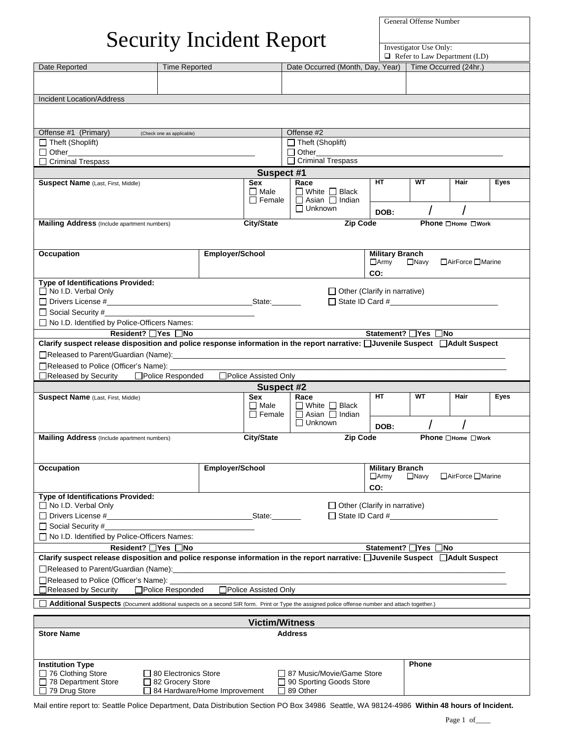# Security Incident Report

| General Offense Number |
| --- |
| |
| Investigator Use Only: ❑ Refer to Law Department (LD) |

| Date Reported | Time Reported | Date Occurred (Month, Day, Year) | Time Occurred (24hr.) |
| --- | --- | --- | --- |
| | | | |

| Incident Location/Address |
| --- |
| |

| Offense #1 (Primary) (Check one as applicable) | Offense #2 |
| --- | --- |
| ☐ Theft (Shoplift) | ☐ Theft (Shoplift) |
| ☐ Other_______________ | ☐ Other_______________ |
| ☐ Criminal Trespass | ☐ Criminal Trespass |

## Suspect #1

| Suspect Name (Last, First, Middle) | Sex | Race | HT | WT | Hair | Eyes |
| --- | --- | --- | --- | --- | --- | --- |
| | ☐ Male ☐ Female | ☐ White ☐ Black ☐ Asian ☐ Indian ☐ Unknown | DOB: / / | | | |

| Mailing Address (Include apartment numbers) | City/State | Zip Code | Phone ☐Home ☐Work |
| --- | --- | --- | --- |
| | | | |

| Occupation | Employer/School | Military Branch |
| --- | --- | --- |
| | | ☐Army ☐Navy ☐AirForce ☐Marine CO: |

**Type of Identifications Provided:**

- ☐ No I.D. Verbal Only
- ☐ Other (Clarify in narrative)
- ☐ Drivers License #_______________ State:_______
- ☐ State ID Card #_______________
- ☐ Social Security #_______________
- ☐ No I.D. Identified by Police-Officers Names:

**Resident?** ☐Yes ☐No **Statement?** ☐Yes ☐No

**Clarify suspect release disposition and police response information in the report narrative:** ☐**Juvenile Suspect** ☐**Adult Suspect**

- ☐Released to Parent/Guardian (Name):_______________
- ☐Released to Police (Officer's Name): _______________
- ☐Released by Security ☐Police Responded ☐Police Assisted Only

## Suspect #2

| Suspect Name (Last, First, Middle) | Sex | Race | HT | WT | Hair | Eyes |
| --- | --- | --- | --- | --- | --- | --- |
| | ☐ Male ☐ Female | ☐ White ☐ Black ☐ Asian ☐ Indian ☐ Unknown | DOB: / / | | | |

| Mailing Address (Include apartment numbers) | City/State | Zip Code | Phone ☐Home ☐Work |
| --- | --- | --- | --- |
| | | | |

| Occupation | Employer/School | Military Branch |
| --- | --- | --- |
| | | ☐Army ☐Navy ☐AirForce ☐Marine CO: |

**Type of Identifications Provided:**

- ☐ No I.D. Verbal Only
- ☐ Other (Clarify in narrative)
- ☐ Drivers License #_______________ State:_______
- ☐ State ID Card #_______________
- ☐ Social Security #_______________
- ☐ No I.D. Identified by Police-Officers Names:

**Resident?** ☐Yes ☐No **Statement?** ☐Yes ☐No

**Clarify suspect release disposition and police response information in the report narrative:** ☐**Juvenile Suspect** ☐**Adult Suspect**

- ☐Released to Parent/Guardian (Name):_______________
- ☐Released to Police (Officer's Name): _______________
- ☐Released by Security ☐Police Responded ☐Police Assisted Only

☐ **Additional Suspects** (Document additional suspects on a second SIR form. Print or Type the assigned police offense number and attach together.)

## Victim/Witness

| Store Name | Address |
| --- | --- |
| | |

| Institution Type | | | Phone |
| --- | --- | --- | --- |
| ☐ 76 Clothing Store | ☐ 80 Electronics Store | ☐ 87 Music/Movie/Game Store | |
| ☐ 78 Department Store | ☐ 82 Grocery Store | ☐ 90 Sporting Goods Store | |
| ☐ 79 Drug Store | ☐ 84 Hardware/Home Improvement | ☐ 89 Other | |

Mail entire report to: Seattle Police Department, Data Distribution Section PO Box 34986 Seattle, WA 98124-4986 **Within 48 hours of Incident.**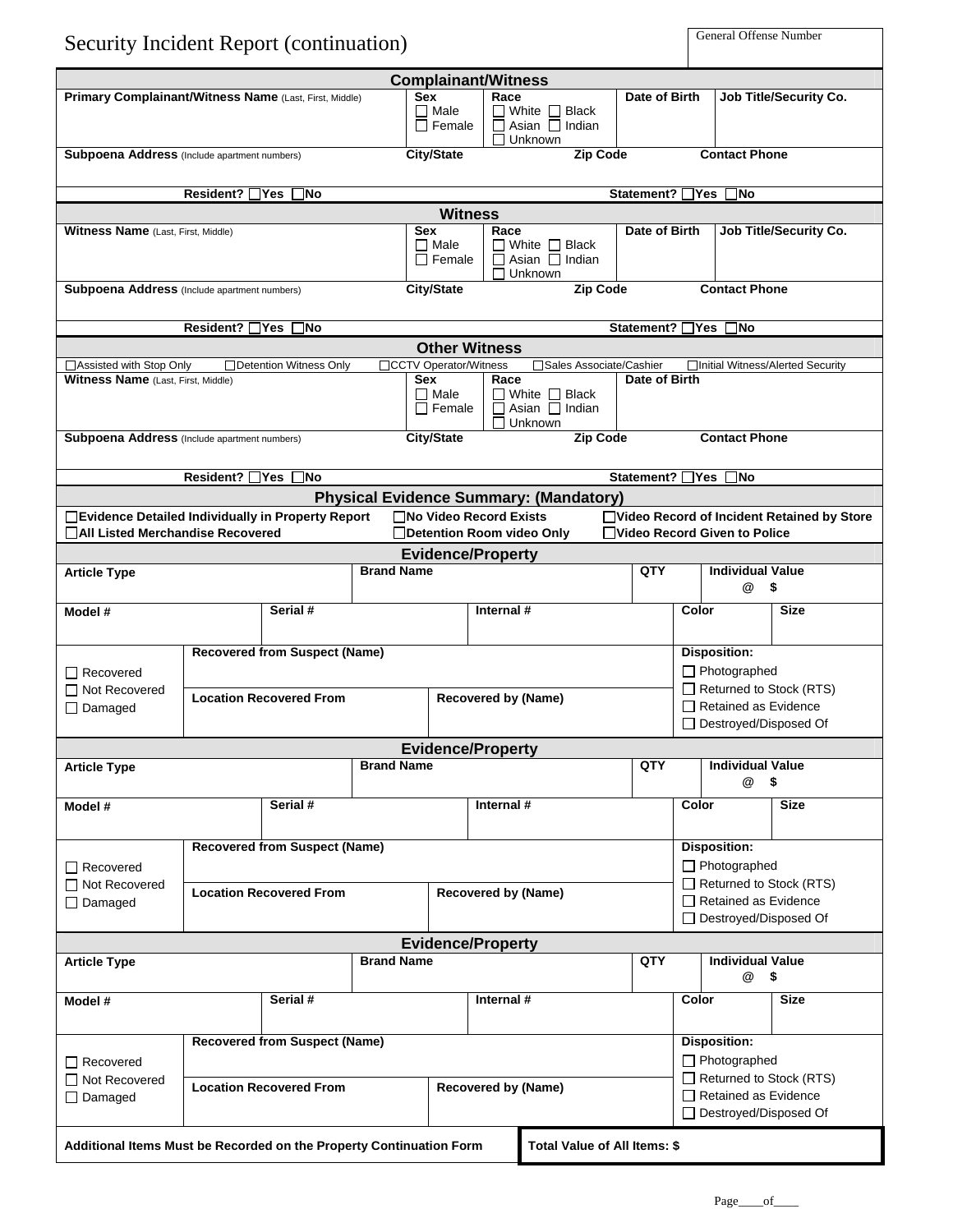# Security Incident Report (continuation)

| General Offense Number |
|---|
| |

## Complainant/Witness

| Primary Complainant/Witness Name (Last, First, Middle) | Sex<br>☐ Male<br>☐ Female | Race<br>☐ White ☐ Black<br>☐ Asian ☐ Indian<br>☐ Unknown | Date of Birth | Job Title/Security Co. |
|---|---|---|---|---|
| **Subpoena Address** (Include apartment numbers) | **City/State** | **Zip Code** | | **Contact Phone** |
| Resident? ☐Yes ☐No | | | Statement? ☐Yes ☐No | |

## Witness

| Witness Name (Last, First, Middle) | Sex<br>☐ Male<br>☐ Female | Race<br>☐ White ☐ Black<br>☐ Asian ☐ Indian<br>☐ Unknown | Date of Birth | Job Title/Security Co. |
|---|---|---|---|---|
| **Subpoena Address** (Include apartment numbers) | **City/State** | **Zip Code** | | **Contact Phone** |
| Resident? ☐Yes ☐No | | | Statement? ☐Yes ☐No | |

## Other Witness

☐Assisted with Stop Only ☐Detention Witness Only ☐CCTV Operator/Witness ☐Sales Associate/Cashier ☐Initial Witness/Alerted Security

| Witness Name (Last, First, Middle) | Sex<br>☐ Male<br>☐ Female | Race<br>☐ White ☐ Black<br>☐ Asian ☐ Indian<br>☐ Unknown | Date of Birth | |
|---|---|---|---|---|
| **Subpoena Address** (Include apartment numbers) | **City/State** | **Zip Code** | | **Contact Phone** |
| Resident? ☐Yes ☐No | | | Statement? ☐Yes ☐No | |

## Physical Evidence Summary: (Mandatory)

**☐Evidence Detailed Individually in Property Report** **☐No Video Record Exists** **☐Video Record of Incident Retained by Store**
**☐All Listed Merchandise Recovered** **☐Detention Room video Only** **☐Video Record Given to Police**

## Evidence/Property

| Article Type | | Brand Name | | QTY | Individual Value<br>@ $ | |
|---|---|---|---|---|---|---|
| **Model #** | **Serial #** | | **Internal #** | | **Color** | **Size** |
| ☐ Recovered<br>☐ Not Recovered<br>☐ Damaged | **Recovered from Suspect (Name)** | | | | **Disposition:**<br>☐ Photographed<br>☐ Returned to Stock (RTS)<br>☐ Retained as Evidence<br>☐ Destroyed/Disposed Of | |
| | **Location Recovered From** | | **Recovered by (Name)** | | | |

## Evidence/Property

| Article Type | | Brand Name | | QTY | Individual Value<br>@ $ | |
|---|---|---|---|---|---|---|
| **Model #** | **Serial #** | | **Internal #** | | **Color** | **Size** |
| ☐ Recovered<br>☐ Not Recovered<br>☐ Damaged | **Recovered from Suspect (Name)** | | | | **Disposition:**<br>☐ Photographed<br>☐ Returned to Stock (RTS)<br>☐ Retained as Evidence<br>☐ Destroyed/Disposed Of | |
| | **Location Recovered From** | | **Recovered by (Name)** | | | |

## Evidence/Property

| Article Type | | Brand Name | | QTY | Individual Value<br>@ $ | |
|---|---|---|---|---|---|---|
| **Model #** | **Serial #** | | **Internal #** | | **Color** | **Size** |
| ☐ Recovered<br>☐ Not Recovered<br>☐ Damaged | **Recovered from Suspect (Name)** | | | | **Disposition:**<br>☐ Photographed<br>☐ Returned to Stock (RTS)<br>☐ Retained as Evidence<br>☐ Destroyed/Disposed Of | |
| | **Location Recovered From** | | **Recovered by (Name)** | | | |

| Additional Items Must be Recorded on the Property Continuation Form | Total Value of All Items: $ |
|---|---|

Page____of____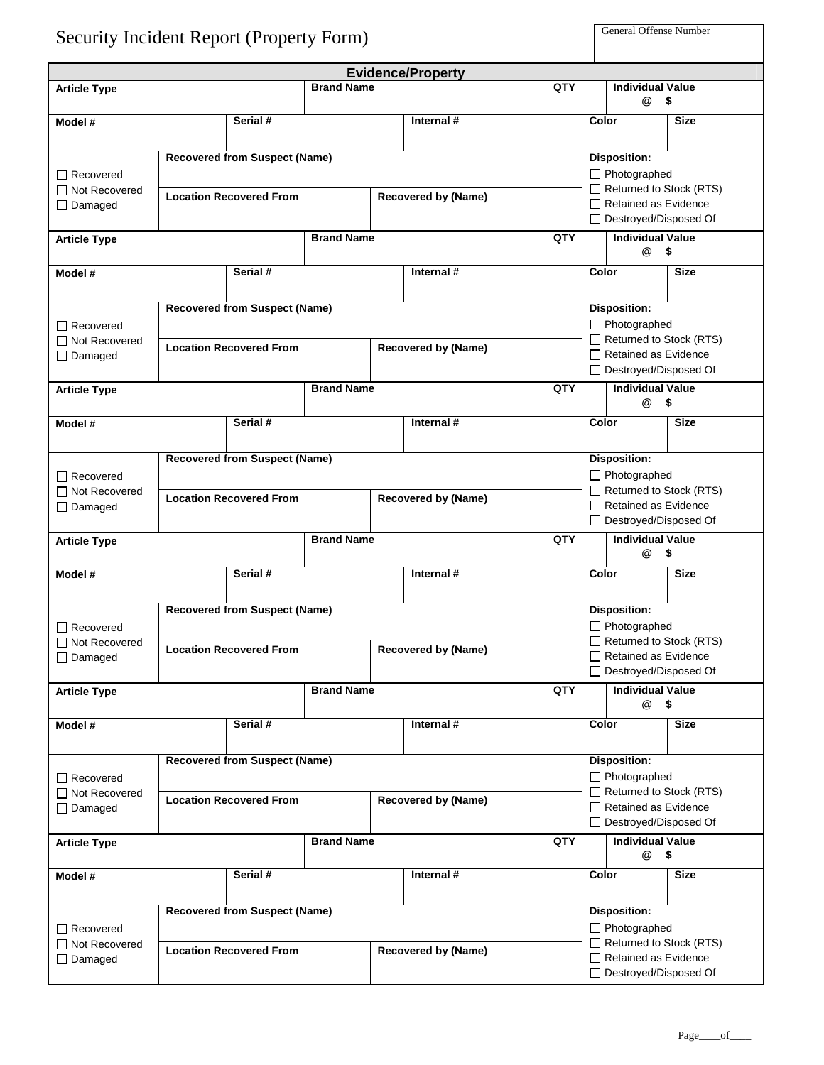# Security Incident Report (Property Form)

| General Offense Number |
|---|
| |

## Evidence/Property

| Article Type | | Brand Name | | QTY | Individual Value @ $ | |
|---|---|---|---|---|---|---|
| **Model #** | **Serial #** | | **Internal #** | | **Color** | **Size** |
| ☐ Recovered<br>☐ Not Recovered<br>☐ Damaged | **Recovered from Suspect (Name)** | | | | **Disposition:**<br>☐ Photographed<br>☐ Returned to Stock (RTS)<br>☐ Retained as Evidence<br>☐ Destroyed/Disposed Of | |
| | **Location Recovered From** | | **Recovered by (Name)** | | | |

| Article Type | | Brand Name | | QTY | Individual Value @ $ | |
|---|---|---|---|---|---|---|
| **Model #** | **Serial #** | | **Internal #** | | **Color** | **Size** |
| ☐ Recovered<br>☐ Not Recovered<br>☐ Damaged | **Recovered from Suspect (Name)** | | | | **Disposition:**<br>☐ Photographed<br>☐ Returned to Stock (RTS)<br>☐ Retained as Evidence<br>☐ Destroyed/Disposed Of | |
| | **Location Recovered From** | | **Recovered by (Name)** | | | |

| Article Type | | Brand Name | | QTY | Individual Value @ $ | |
|---|---|---|---|---|---|---|
| **Model #** | **Serial #** | | **Internal #** | | **Color** | **Size** |
| ☐ Recovered<br>☐ Not Recovered<br>☐ Damaged | **Recovered from Suspect (Name)** | | | | **Disposition:**<br>☐ Photographed<br>☐ Returned to Stock (RTS)<br>☐ Retained as Evidence<br>☐ Destroyed/Disposed Of | |
| | **Location Recovered From** | | **Recovered by (Name)** | | | |

| Article Type | | Brand Name | | QTY | Individual Value @ $ | |
|---|---|---|---|---|---|---|
| **Model #** | **Serial #** | | **Internal #** | | **Color** | **Size** |
| ☐ Recovered<br>☐ Not Recovered<br>☐ Damaged | **Recovered from Suspect (Name)** | | | | **Disposition:**<br>☐ Photographed<br>☐ Returned to Stock (RTS)<br>☐ Retained as Evidence<br>☐ Destroyed/Disposed Of | |
| | **Location Recovered From** | | **Recovered by (Name)** | | | |

| Article Type | | Brand Name | | QTY | Individual Value @ $ | |
|---|---|---|---|---|---|---|
| **Model #** | **Serial #** | | **Internal #** | | **Color** | **Size** |
| ☐ Recovered<br>☐ Not Recovered<br>☐ Damaged | **Recovered from Suspect (Name)** | | | | **Disposition:**<br>☐ Photographed<br>☐ Returned to Stock (RTS)<br>☐ Retained as Evidence<br>☐ Destroyed/Disposed Of | |
| | **Location Recovered From** | | **Recovered by (Name)** | | | |

| Article Type | | Brand Name | | QTY | Individual Value @ $ | |
|---|---|---|---|---|---|---|
| **Model #** | **Serial #** | | **Internal #** | | **Color** | **Size** |
| ☐ Recovered<br>☐ Not Recovered<br>☐ Damaged | **Recovered from Suspect (Name)** | | | | **Disposition:**<br>☐ Photographed<br>☐ Returned to Stock (RTS)<br>☐ Retained as Evidence<br>☐ Destroyed/Disposed Of | |
| | **Location Recovered From** | | **Recovered by (Name)** | | | |

Page\_\_\_\_of\_\_\_\_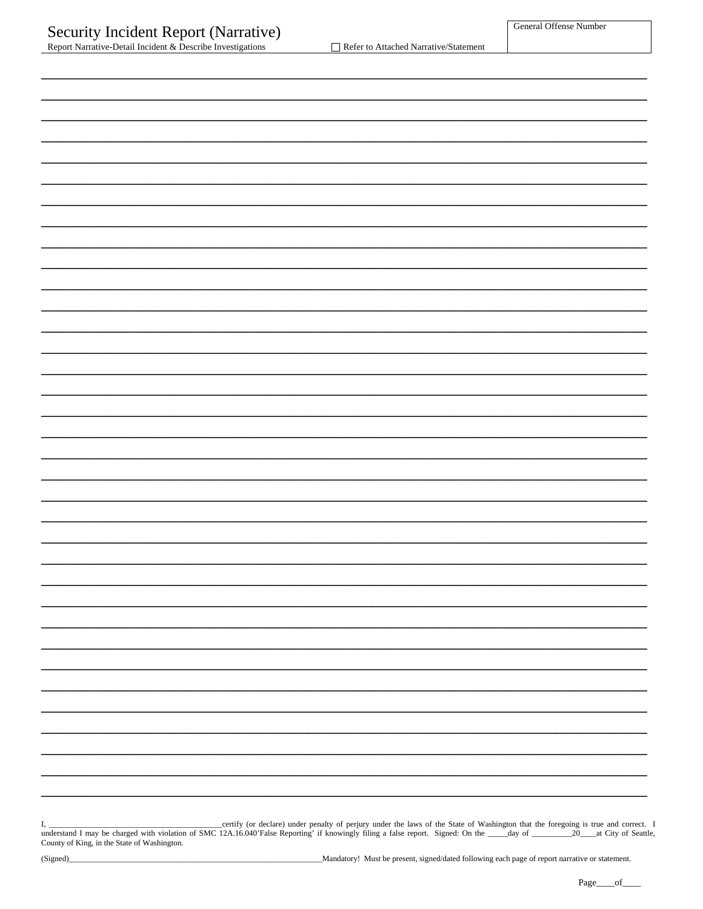# Security Incident Report (Narrative)

Report Narrative-Detail Incident & Describe Investigations ☐ Refer to Attached Narrative/Statement

General Offense Number

I, ________________________________________certify (or declare) under penalty of perjury under the laws of the State of Washington that the foregoing is true and correct. I understand I may be charged with violation of SMC 12A.16.040'False Reporting' if knowingly filing a false report. Signed: On the _____day of __________20____at City of Seattle, County of King, in the State of Washington.

(Signed)________________________________________________________________Mandatory! Must be present, signed/dated following each page of report narrative or statement.

Page____of____